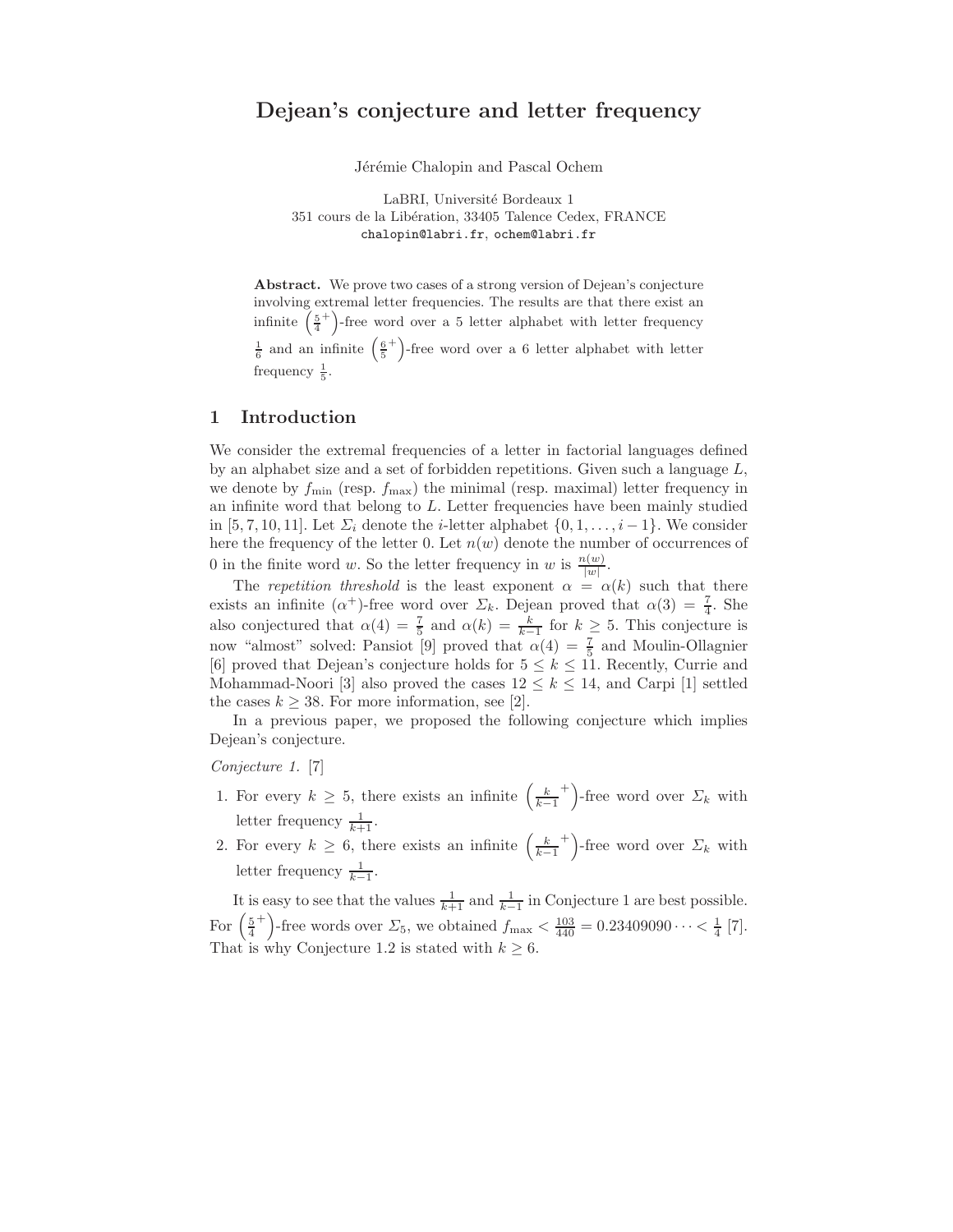# Dejean's conjecture and letter frequency

Jérémie Chalopin and Pascal Ochem

LaBRI, Université Bordeaux 1
351 cours de la Libération, 33405 Talence Cedex, FRANCE
chalopin@labri.fr, ochem@labri.fr

**Abstract.** We prove two cases of a strong version of Dejean's conjecture involving extremal letter frequencies. The results are that there exist an infinite $\left(\frac{5}{4}^+\right)$-free word over a 5 letter alphabet with letter frequency $\frac{1}{6}$ and an infinite $\left(\frac{6}{5}^+\right)$-free word over a 6 letter alphabet with letter frequency $\frac{1}{5}$.

## 1 Introduction

We consider the extremal frequencies of a letter in factorial languages defined by an alphabet size and a set of forbidden repetitions. Given such a language $L$, we denote by $f_{\min}$ (resp. $f_{\max}$) the minimal (resp. maximal) letter frequency in an infinite word that belong to $L$. Letter frequencies have been mainly studied in [5, 7, 10, 11]. Let $\Sigma_i$ denote the $i$-letter alphabet $\{0, 1, \dots, i-1\}$. We consider here the frequency of the letter 0. Let $n(w)$ denote the number of occurrences of 0 in the finite word $w$. So the letter frequency in $w$ is $\frac{n(w)}{|w|}$.

The *repetition threshold* is the least exponent $\alpha = \alpha(k)$ such that there exists an infinite $(\alpha^+)$-free word over $\Sigma_k$. Dejean proved that $\alpha(3) = \frac{7}{4}$. She also conjectured that $\alpha(4) = \frac{7}{5}$ and $\alpha(k) = \frac{k}{k-1}$ for $k \geq 5$. This conjecture is now "almost" solved: Pansiot [9] proved that $\alpha(4) = \frac{7}{5}$ and Moulin-Ollagnier [6] proved that Dejean's conjecture holds for $5 \leq k \leq 11$. Recently, Currie and Mohammad-Noori [3] also proved the cases $12 \leq k \leq 14$, and Carpi [1] settled the cases $k \geq 38$. For more information, see [2].

In a previous paper, we proposed the following conjecture which implies Dejean's conjecture.

*Conjecture 1.* [7]

1. For every $k \geq 5$, there exists an infinite $\left(\frac{k}{k-1}^+\right)$-free word over $\Sigma_k$ with letter frequency $\frac{1}{k+1}$.
2. For every $k \geq 6$, there exists an infinite $\left(\frac{k}{k-1}^+\right)$-free word over $\Sigma_k$ with letter frequency $\frac{1}{k-1}$.

It is easy to see that the values $\frac{1}{k+1}$ and $\frac{1}{k-1}$ in Conjecture 1 are best possible. For $\left(\frac{5}{4}^+\right)$-free words over $\Sigma_5$, we obtained $f_{\max} < \frac{103}{440} = 0.23409090\dots < \frac{1}{4}$ [7]. That is why Conjecture 1.2 is stated with $k \geq 6$.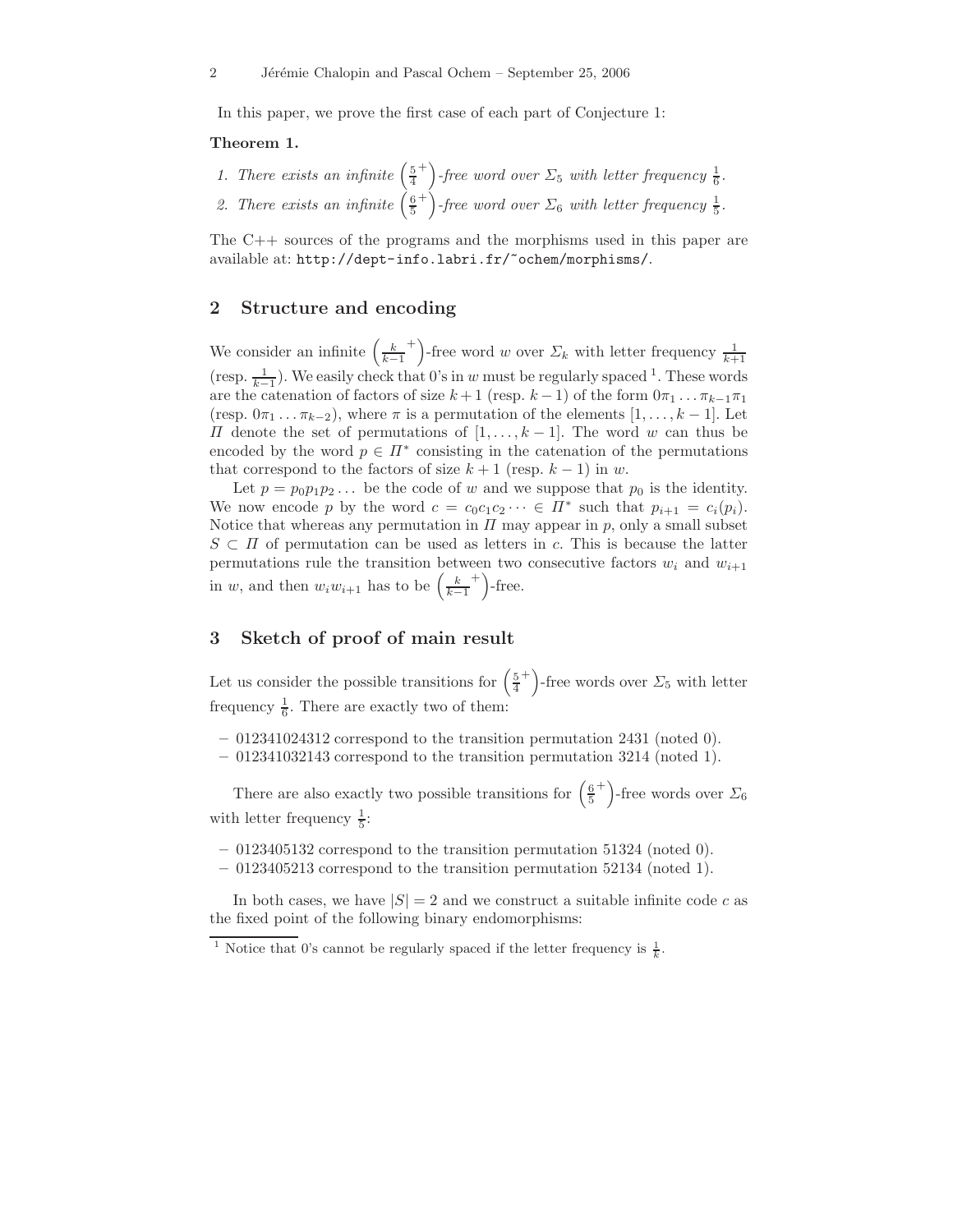In this paper, we prove the first case of each part of Conjecture 1:

**Theorem 1.**

1. *There exists an infinite* $\left(\frac{5}{4}^+\right)$*-free word over* $\Sigma_5$ *with letter frequency* $\frac{1}{6}$.
2. *There exists an infinite* $\left(\frac{6}{5}^+\right)$*-free word over* $\Sigma_6$ *with letter frequency* $\frac{1}{5}$.

The C++ sources of the programs and the morphisms used in this paper are available at: `http://dept-info.labri.fr/~ochem/morphisms/`.

## 2 Structure and encoding

We consider an infinite $\left(\frac{k}{k-1}^+\right)$-free word $w$ over $\Sigma_k$ with letter frequency $\frac{1}{k+1}$ (resp. $\frac{1}{k-1}$). We easily check that 0's in $w$ must be regularly spaced [1]. These words are the catenation of factors of size $k+1$ (resp. $k-1$) of the form $0\pi_1\ldots\pi_{k-1}\pi_1$ (resp. $0\pi_1\ldots\pi_{k-2}$), where $\pi$ is a permutation of the elements $[1,\ldots,k-1]$. Let $\Pi$ denote the set of permutations of $[1,\ldots,k-1]$. The word $w$ can thus be encoded by the word $p \in \Pi^*$ consisting in the catenation of the permutations that correspond to the factors of size $k+1$ (resp. $k-1$) in $w$.

Let $p = p_0p_1p_2\ldots$ be the code of $w$ and we suppose that $p_0$ is the identity. We now encode $p$ by the word $c = c_0c_1c_2\cdots \in \Pi^*$ such that $p_{i+1} = c_i(p_i)$. Notice that whereas any permutation in $\Pi$ may appear in $p$, only a small subset $S \subset \Pi$ of permutation can be used as letters in $c$. This is because the latter permutations rule the transition between two consecutive factors $w_i$ and $w_{i+1}$ in $w$, and then $w_iw_{i+1}$ has to be $\left(\frac{k}{k-1}^+\right)$-free.

## 3 Sketch of proof of main result

Let us consider the possible transitions for $\left(\frac{5}{4}^+\right)$-free words over $\Sigma_5$ with letter frequency $\frac{1}{6}$. There are exactly two of them:

- 012341024312 correspond to the transition permutation 2431 (noted 0).
- 012341032143 correspond to the transition permutation 3214 (noted 1).

There are also exactly two possible transitions for $\left(\frac{6}{5}^+\right)$-free words over $\Sigma_6$ with letter frequency $\frac{1}{5}$:

- 0123405132 correspond to the transition permutation 51324 (noted 0).
- 0123405213 correspond to the transition permutation 52134 (noted 1).

In both cases, we have $|S| = 2$ and we construct a suitable infinite code $c$ as the fixed point of the following binary endomorphisms:

[1] Notice that 0's cannot be regularly spaced if the letter frequency is $\frac{1}{k}$.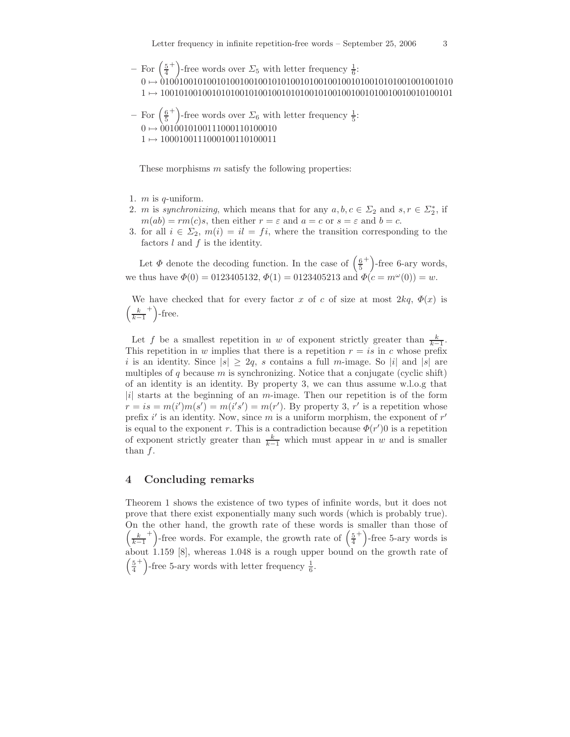- For $\left(\frac{5}{4}^+\right)$-free words over $\Sigma_5$ with letter frequency $\frac{1}{6}$:
  $0 \mapsto$ 010010010100101001001001010100101001001001010010101001001001010
  $1 \mapsto$ 100101001001010100101001001010100101001001001010010010010100101

- For $\left(\frac{6}{5}^+\right)$-free words over $\Sigma_6$ with letter frequency $\frac{1}{5}$:
  $0 \mapsto$ 00100101001110001101000 10
  $1 \mapsto$ 100010011100010011010 0011

These morphisms $m$ satisfy the following properties:

1. $m$ is $q$-uniform.
2. $m$ is *synchronizing*, which means that for any $a, b, c \in \Sigma_2$ and $s, r \in \Sigma_2^*$, if $m(ab) = rm(c)s$, then either $r = \varepsilon$ and $a = c$ or $s = \varepsilon$ and $b = c$.
3. for all $i \in \Sigma_2$, $m(i) = il = fi$, where the transition corresponding to the factors $l$ and $f$ is the identity.

Let $\Phi$ denote the decoding function. In the case of $\left(\frac{6}{5}^+\right)$-free 6-ary words, we thus have $\Phi(0) = 0123405132$, $\Phi(1) = 0123405213$ and $\Phi(c = m^\omega(0)) = w$.

We have checked that for every factor $x$ of $c$ of size at most $2kq$, $\Phi(x)$ is $\left(\frac{k}{k-1}^+\right)$-free.

Let $f$ be a smallest repetition in $w$ of exponent strictly greater than $\frac{k}{k-1}$. This repetition in $w$ implies that there is a repetition $r = is$ in $c$ whose prefix $i$ is an identity. Since $|s| \geq 2q$, $s$ contains a full $m$-image. So $|i|$ and $|s|$ are multiples of $q$ because $m$ is synchronizing. Notice that a conjugate (cyclic shift) of an identity is an identity. By property 3, we can thus assume w.l.o.g that $|i|$ starts at the beginning of an $m$-image. Then our repetition is of the form $r = is = m(i')m(s') = m(i's') = m(r')$. By property 3, $r'$ is a repetition whose prefix $i'$ is an identity. Now, since $m$ is a uniform morphism, the exponent of $r'$ is equal to the exponent $r$. This is a contradiction because $\Phi(r')0$ is a repetition of exponent strictly greater than $\frac{k}{k-1}$ which must appear in $w$ and is smaller than $f$.

## 4 Concluding remarks

Theorem 1 shows the existence of two types of infinite words, but it does not prove that there exist exponentially many such words (which is probably true). On the other hand, the growth rate of these words is smaller than those of $\left(\frac{k}{k-1}^+\right)$-free words. For example, the growth rate of $\left(\frac{5}{4}^+\right)$-free 5-ary words is about 1.159 [8], whereas 1.048 is a rough upper bound on the growth rate of $\left(\frac{5}{4}^+\right)$-free 5-ary words with letter frequency $\frac{1}{6}$.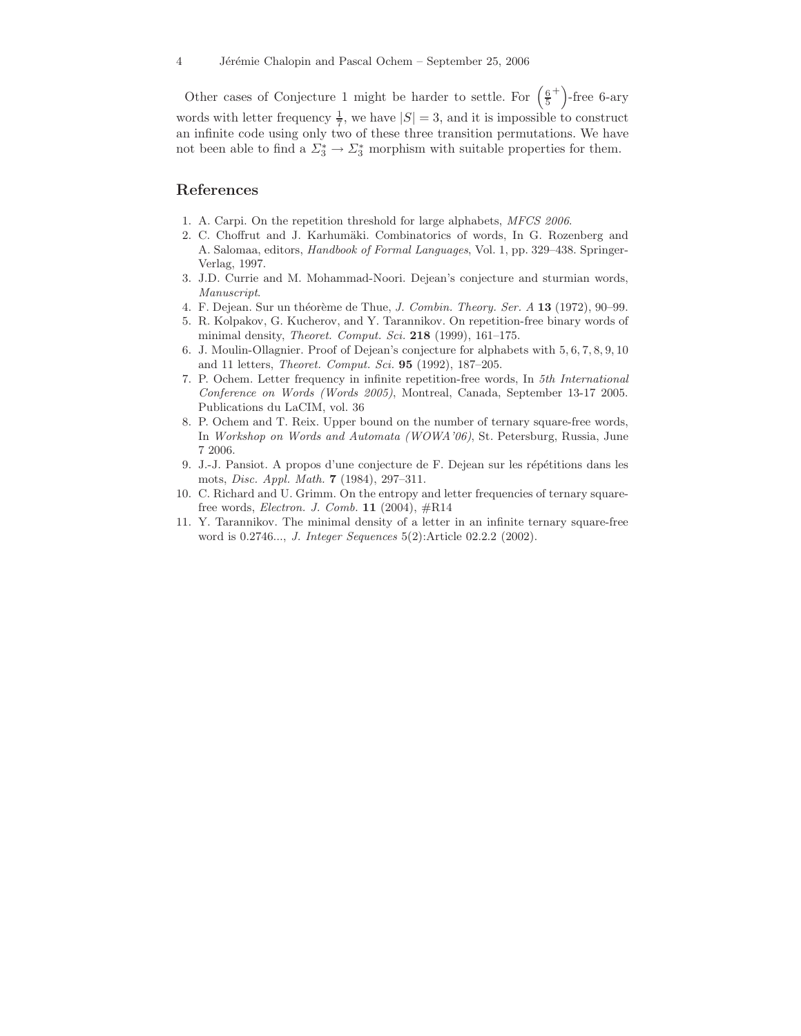Other cases of Conjecture 1 might be harder to settle. For $\left(\frac{6}{5}^+\right)$-free 6-ary words with letter frequency $\frac{1}{7}$, we have $|S| = 3$, and it is impossible to construct an infinite code using only two of these three transition permutations. We have not been able to find a $\Sigma_3^* \rightarrow \Sigma_3^*$ morphism with suitable properties for them.

## References

1. A. Carpi. On the repetition threshold for large alphabets, *MFCS 2006*.
2. C. Choffrut and J. Karhumäki. Combinatorics of words, In G. Rozenberg and A. Salomaa, editors, *Handbook of Formal Languages*, Vol. 1, pp. 329–438. Springer-Verlag, 1997.
3. J.D. Currie and M. Mohammad-Noori. Dejean's conjecture and sturmian words, *Manuscript*.
4. F. Dejean. Sur un théorème de Thue, *J. Combin. Theory. Ser. A* **13** (1972), 90–99.
5. R. Kolpakov, G. Kucherov, and Y. Tarannikov. On repetition-free binary words of minimal density, *Theoret. Comput. Sci.* **218** (1999), 161–175.
6. J. Moulin-Ollagnier. Proof of Dejean's conjecture for alphabets with 5, 6, 7, 8, 9, 10 and 11 letters, *Theoret. Comput. Sci.* **95** (1992), 187–205.
7. P. Ochem. Letter frequency in infinite repetition-free words, In *5th International Conference on Words (Words 2005)*, Montreal, Canada, September 13-17 2005. Publications du LaCIM, vol. 36
8. P. Ochem and T. Reix. Upper bound on the number of ternary square-free words, In *Workshop on Words and Automata (WOWA'06)*, St. Petersburg, Russia, June 7 2006.
9. J.-J. Pansiot. A propos d'une conjecture de F. Dejean sur les répétitions dans les mots, *Disc. Appl. Math.* **7** (1984), 297–311.
10. C. Richard and U. Grimm. On the entropy and letter frequencies of ternary square-free words, *Electron. J. Comb.* **11** (2004), #R14
11. Y. Tarannikov. The minimal density of a letter in an infinite ternary square-free word is 0.2746..., *J. Integer Sequences* 5(2):Article 02.2.2 (2002).